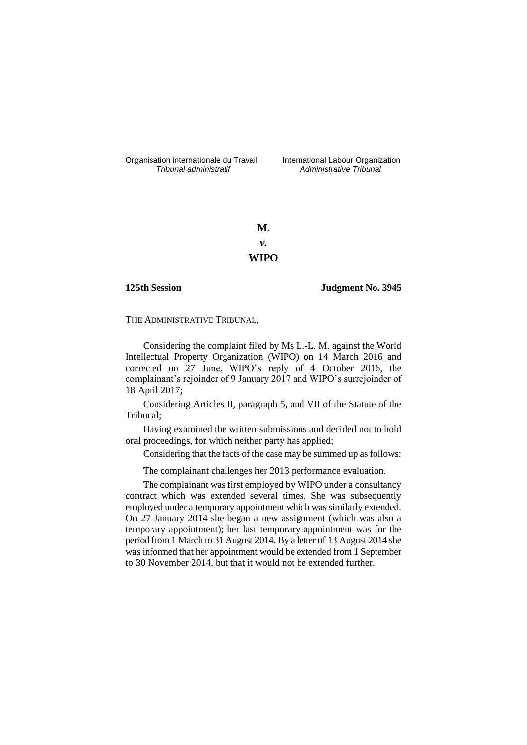Organisation internationale du Travail
*Tribunal administratif*

International Labour Organization
*Administrative Tribunal*

**M.**

***v.***

**WIPO**

**125th Session** **Judgment No. 3945**

THE ADMINISTRATIVE TRIBUNAL,

Considering the complaint filed by Ms L.-L. M. against the World Intellectual Property Organization (WIPO) on 14 March 2016 and corrected on 27 June, WIPO's reply of 4 October 2016, the complainant's rejoinder of 9 January 2017 and WIPO's surrejoinder of 18 April 2017;

Considering Articles II, paragraph 5, and VII of the Statute of the Tribunal;

Having examined the written submissions and decided not to hold oral proceedings, for which neither party has applied;

Considering that the facts of the case may be summed up as follows:

The complainant challenges her 2013 performance evaluation.

The complainant was first employed by WIPO under a consultancy contract which was extended several times. She was subsequently employed under a temporary appointment which was similarly extended. On 27 January 2014 she began a new assignment (which was also a temporary appointment); her last temporary appointment was for the period from 1 March to 31 August 2014. By a letter of 13 August 2014 she was informed that her appointment would be extended from 1 September to 30 November 2014, but that it would not be extended further.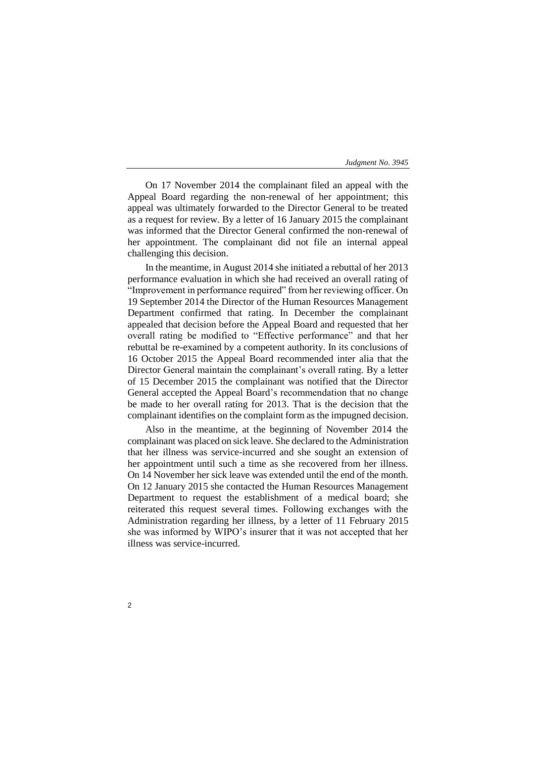On 17 November 2014 the complainant filed an appeal with the Appeal Board regarding the non-renewal of her appointment; this appeal was ultimately forwarded to the Director General to be treated as a request for review. By a letter of 16 January 2015 the complainant was informed that the Director General confirmed the non-renewal of her appointment. The complainant did not file an internal appeal challenging this decision.

In the meantime, in August 2014 she initiated a rebuttal of her 2013 performance evaluation in which she had received an overall rating of "Improvement in performance required" from her reviewing officer. On 19 September 2014 the Director of the Human Resources Management Department confirmed that rating. In December the complainant appealed that decision before the Appeal Board and requested that her overall rating be modified to "Effective performance" and that her rebuttal be re-examined by a competent authority. In its conclusions of 16 October 2015 the Appeal Board recommended inter alia that the Director General maintain the complainant's overall rating. By a letter of 15 December 2015 the complainant was notified that the Director General accepted the Appeal Board's recommendation that no change be made to her overall rating for 2013. That is the decision that the complainant identifies on the complaint form as the impugned decision.

Also in the meantime, at the beginning of November 2014 the complainant was placed on sick leave. She declared to the Administration that her illness was service-incurred and she sought an extension of her appointment until such a time as she recovered from her illness. On 14 November her sick leave was extended until the end of the month. On 12 January 2015 she contacted the Human Resources Management Department to request the establishment of a medical board; she reiterated this request several times. Following exchanges with the Administration regarding her illness, by a letter of 11 February 2015 she was informed by WIPO's insurer that it was not accepted that her illness was service-incurred.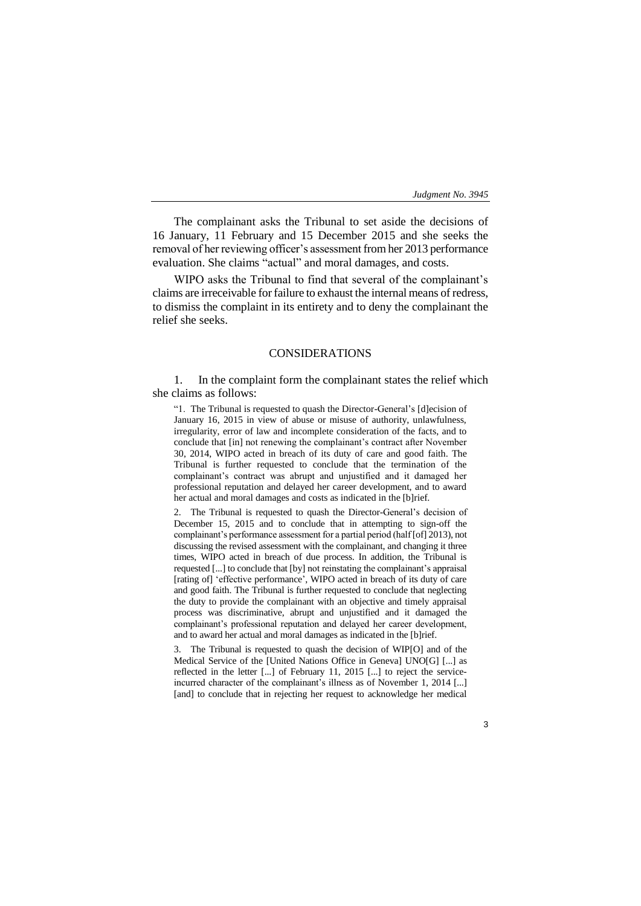The complainant asks the Tribunal to set aside the decisions of 16 January, 11 February and 15 December 2015 and she seeks the removal of her reviewing officer's assessment from her 2013 performance evaluation. She claims "actual" and moral damages, and costs.

WIPO asks the Tribunal to find that several of the complainant's claims are irreceivable for failure to exhaust the internal means of redress, to dismiss the complaint in its entirety and to deny the complainant the relief she seeks.

## CONSIDERATIONS

1. In the complaint form the complainant states the relief which she claims as follows:

> "1. The Tribunal is requested to quash the Director-General's [d]ecision of January 16, 2015 in view of abuse or misuse of authority, unlawfulness, irregularity, error of law and incomplete consideration of the facts, and to conclude that [in] not renewing the complainant's contract after November 30, 2014, WIPO acted in breach of its duty of care and good faith. The Tribunal is further requested to conclude that the termination of the complainant's contract was abrupt and unjustified and it damaged her professional reputation and delayed her career development, and to award her actual and moral damages and costs as indicated in the [b]rief.
>
> 2. The Tribunal is requested to quash the Director-General's decision of December 15, 2015 and to conclude that in attempting to sign-off the complainant's performance assessment for a partial period (half [of] 2013), not discussing the revised assessment with the complainant, and changing it three times, WIPO acted in breach of due process. In addition, the Tribunal is requested [...] to conclude that [by] not reinstating the complainant's appraisal [rating of] 'effective performance', WIPO acted in breach of its duty of care and good faith. The Tribunal is further requested to conclude that neglecting the duty to provide the complainant with an objective and timely appraisal process was discriminative, abrupt and unjustified and it damaged the complainant's professional reputation and delayed her career development, and to award her actual and moral damages as indicated in the [b]rief.
>
> 3. The Tribunal is requested to quash the decision of WIP[O] and of the Medical Service of the [United Nations Office in Geneva] UNO[G] [...] as reflected in the letter [...] of February 11, 2015 [...] to reject the service-incurred character of the complainant's illness as of November 1, 2014 [...] [and] to conclude that in rejecting her request to acknowledge her medical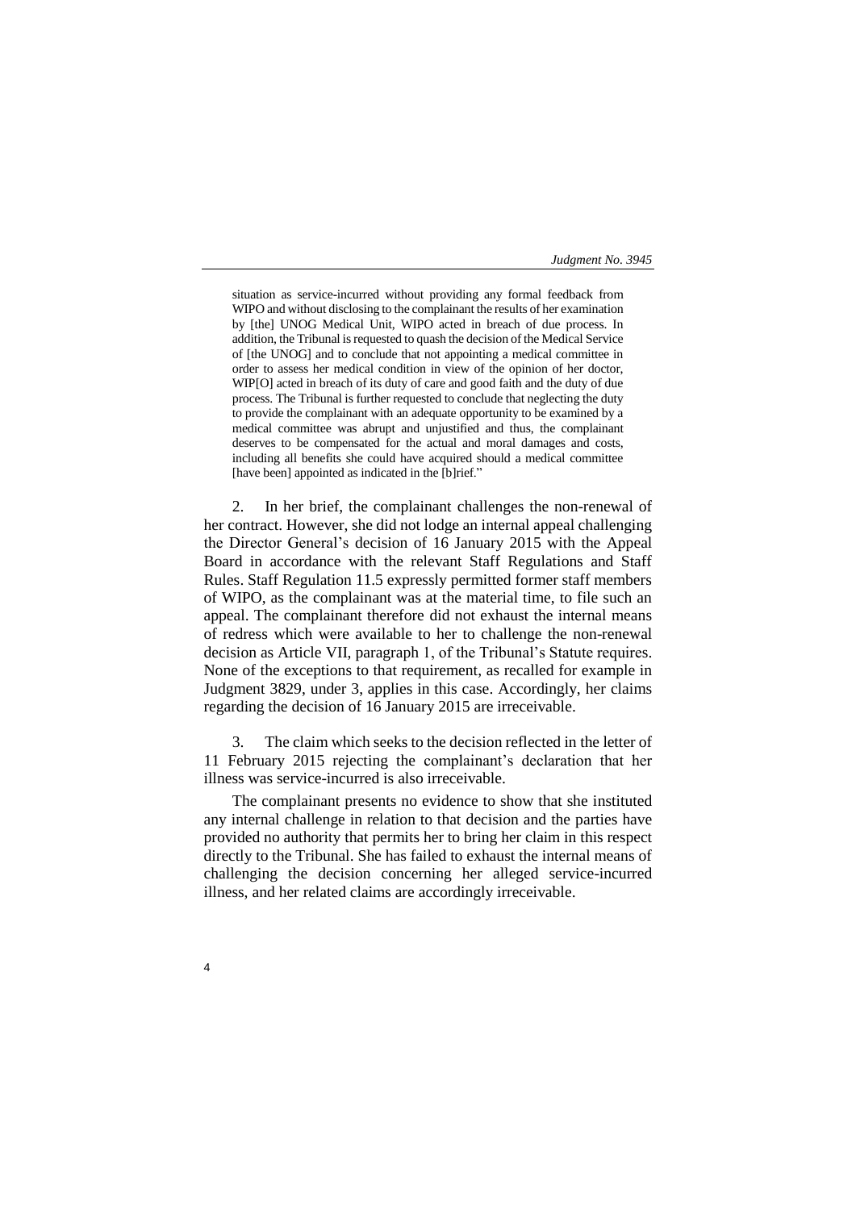situation as service-incurred without providing any formal feedback from WIPO and without disclosing to the complainant the results of her examination by [the] UNOG Medical Unit, WIPO acted in breach of due process. In addition, the Tribunal is requested to quash the decision of the Medical Service of [the UNOG] and to conclude that not appointing a medical committee in order to assess her medical condition in view of the opinion of her doctor, WIP[O] acted in breach of its duty of care and good faith and the duty of due process. The Tribunal is further requested to conclude that neglecting the duty to provide the complainant with an adequate opportunity to be examined by a medical committee was abrupt and unjustified and thus, the complainant deserves to be compensated for the actual and moral damages and costs, including all benefits she could have acquired should a medical committee [have been] appointed as indicated in the [b]rief."

2. In her brief, the complainant challenges the non-renewal of her contract. However, she did not lodge an internal appeal challenging the Director General's decision of 16 January 2015 with the Appeal Board in accordance with the relevant Staff Regulations and Staff Rules. Staff Regulation 11.5 expressly permitted former staff members of WIPO, as the complainant was at the material time, to file such an appeal. The complainant therefore did not exhaust the internal means of redress which were available to her to challenge the non-renewal decision as Article VII, paragraph 1, of the Tribunal's Statute requires. None of the exceptions to that requirement, as recalled for example in Judgment 3829, under 3, applies in this case. Accordingly, her claims regarding the decision of 16 January 2015 are irreceivable.

3. The claim which seeks to the decision reflected in the letter of 11 February 2015 rejecting the complainant's declaration that her illness was service-incurred is also irreceivable.

The complainant presents no evidence to show that she instituted any internal challenge in relation to that decision and the parties have provided no authority that permits her to bring her claim in this respect directly to the Tribunal. She has failed to exhaust the internal means of challenging the decision concerning her alleged service-incurred illness, and her related claims are accordingly irreceivable.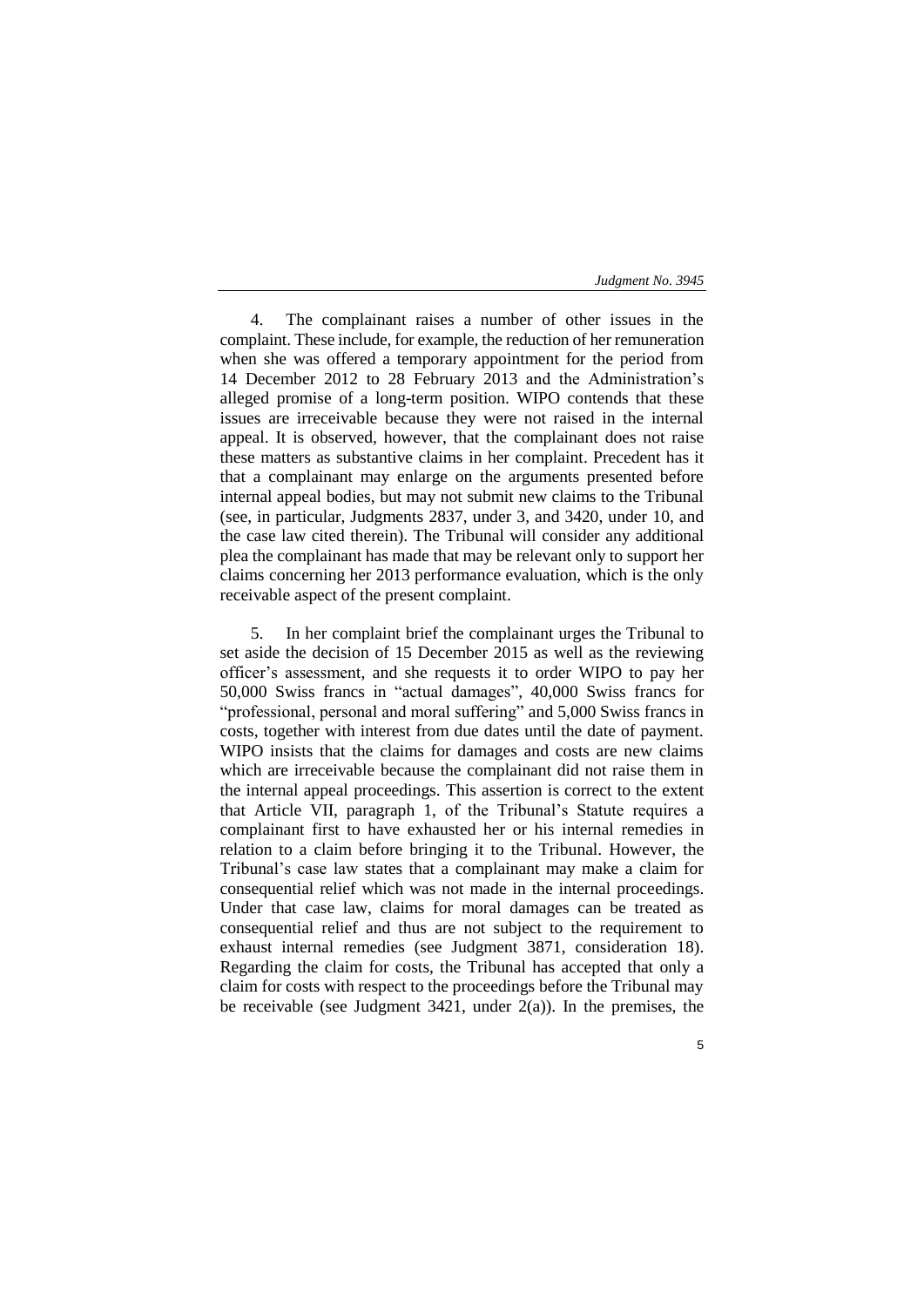4. The complainant raises a number of other issues in the complaint. These include, for example, the reduction of her remuneration when she was offered a temporary appointment for the period from 14 December 2012 to 28 February 2013 and the Administration's alleged promise of a long-term position. WIPO contends that these issues are irreceivable because they were not raised in the internal appeal. It is observed, however, that the complainant does not raise these matters as substantive claims in her complaint. Precedent has it that a complainant may enlarge on the arguments presented before internal appeal bodies, but may not submit new claims to the Tribunal (see, in particular, Judgments 2837, under 3, and 3420, under 10, and the case law cited therein). The Tribunal will consider any additional plea the complainant has made that may be relevant only to support her claims concerning her 2013 performance evaluation, which is the only receivable aspect of the present complaint.

5. In her complaint brief the complainant urges the Tribunal to set aside the decision of 15 December 2015 as well as the reviewing officer's assessment, and she requests it to order WIPO to pay her 50,000 Swiss francs in "actual damages", 40,000 Swiss francs for "professional, personal and moral suffering" and 5,000 Swiss francs in costs, together with interest from due dates until the date of payment. WIPO insists that the claims for damages and costs are new claims which are irreceivable because the complainant did not raise them in the internal appeal proceedings. This assertion is correct to the extent that Article VII, paragraph 1, of the Tribunal's Statute requires a complainant first to have exhausted her or his internal remedies in relation to a claim before bringing it to the Tribunal. However, the Tribunal's case law states that a complainant may make a claim for consequential relief which was not made in the internal proceedings. Under that case law, claims for moral damages can be treated as consequential relief and thus are not subject to the requirement to exhaust internal remedies (see Judgment 3871, consideration 18). Regarding the claim for costs, the Tribunal has accepted that only a claim for costs with respect to the proceedings before the Tribunal may be receivable (see Judgment 3421, under 2(a)). In the premises, the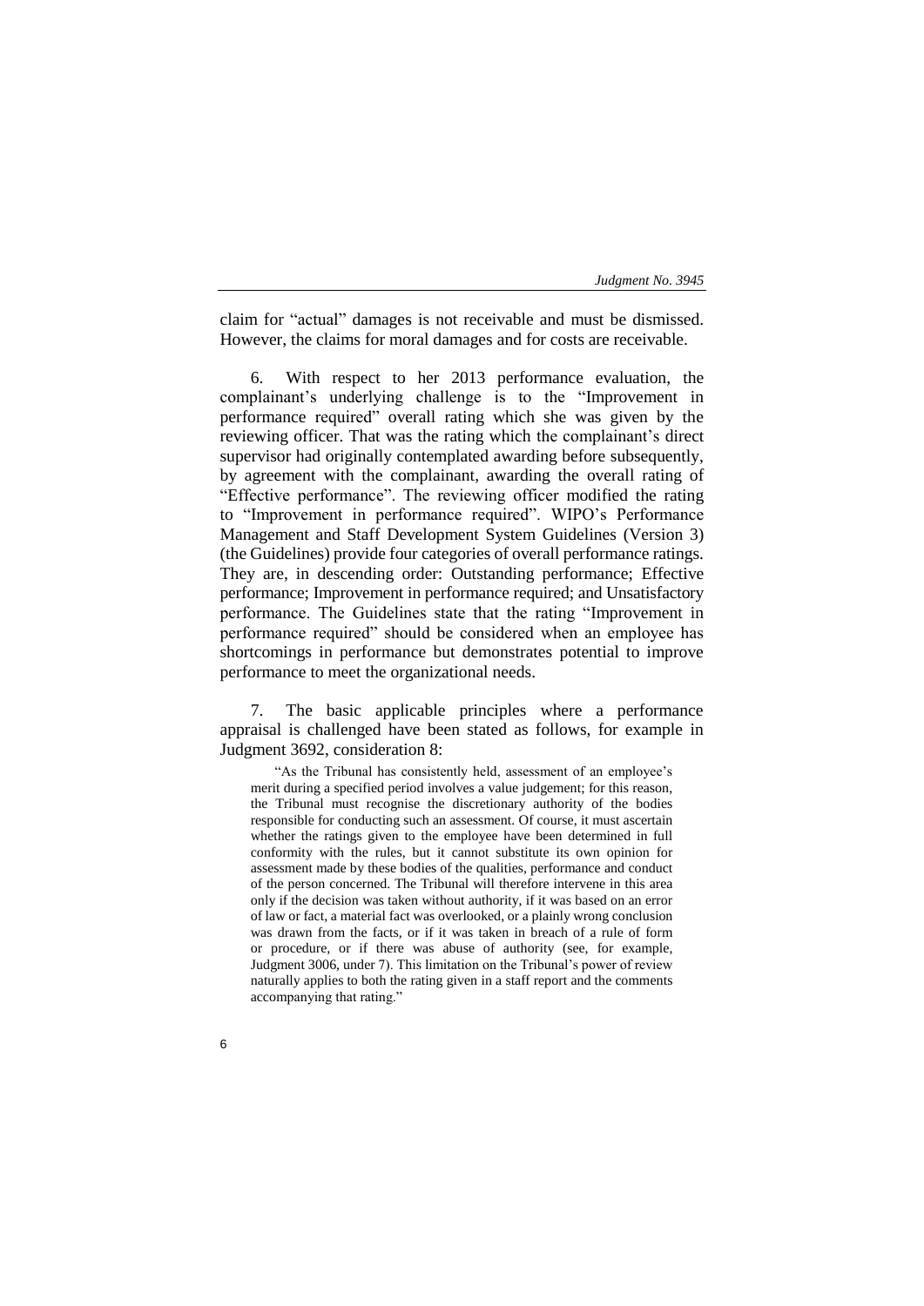claim for "actual" damages is not receivable and must be dismissed. However, the claims for moral damages and for costs are receivable.

6. With respect to her 2013 performance evaluation, the complainant's underlying challenge is to the "Improvement in performance required" overall rating which she was given by the reviewing officer. That was the rating which the complainant's direct supervisor had originally contemplated awarding before subsequently, by agreement with the complainant, awarding the overall rating of "Effective performance". The reviewing officer modified the rating to "Improvement in performance required". WIPO's Performance Management and Staff Development System Guidelines (Version 3) (the Guidelines) provide four categories of overall performance ratings. They are, in descending order: Outstanding performance; Effective performance; Improvement in performance required; and Unsatisfactory performance. The Guidelines state that the rating "Improvement in performance required" should be considered when an employee has shortcomings in performance but demonstrates potential to improve performance to meet the organizational needs.

7. The basic applicable principles where a performance appraisal is challenged have been stated as follows, for example in Judgment 3692, consideration 8:

> "As the Tribunal has consistently held, assessment of an employee's merit during a specified period involves a value judgement; for this reason, the Tribunal must recognise the discretionary authority of the bodies responsible for conducting such an assessment. Of course, it must ascertain whether the ratings given to the employee have been determined in full conformity with the rules, but it cannot substitute its own opinion for assessment made by these bodies of the qualities, performance and conduct of the person concerned. The Tribunal will therefore intervene in this area only if the decision was taken without authority, if it was based on an error of law or fact, a material fact was overlooked, or a plainly wrong conclusion was drawn from the facts, or if it was taken in breach of a rule of form or procedure, or if there was abuse of authority (see, for example, Judgment 3006, under 7). This limitation on the Tribunal's power of review naturally applies to both the rating given in a staff report and the comments accompanying that rating."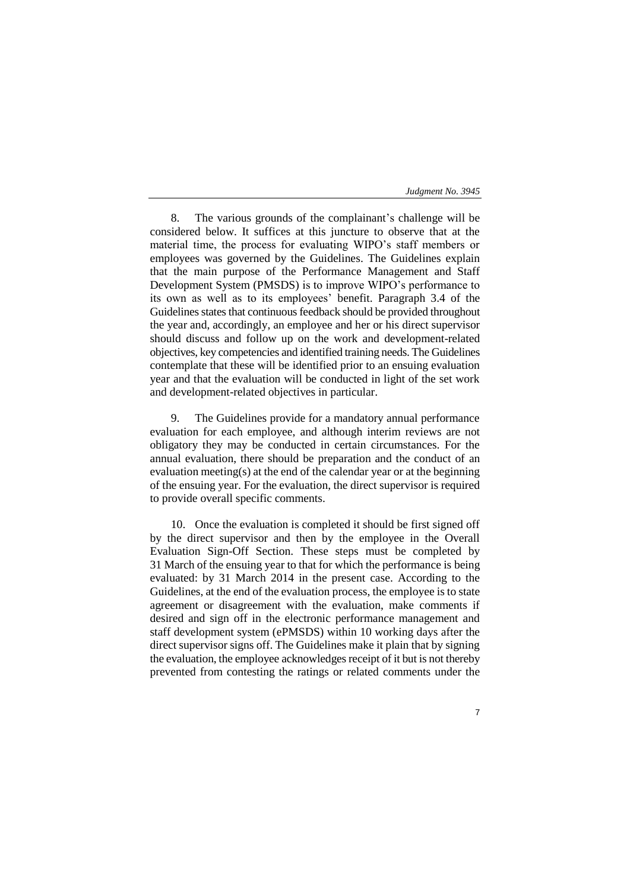8. The various grounds of the complainant's challenge will be considered below. It suffices at this juncture to observe that at the material time, the process for evaluating WIPO's staff members or employees was governed by the Guidelines. The Guidelines explain that the main purpose of the Performance Management and Staff Development System (PMSDS) is to improve WIPO's performance to its own as well as to its employees' benefit. Paragraph 3.4 of the Guidelines states that continuous feedback should be provided throughout the year and, accordingly, an employee and her or his direct supervisor should discuss and follow up on the work and development-related objectives, key competencies and identified training needs. The Guidelines contemplate that these will be identified prior to an ensuing evaluation year and that the evaluation will be conducted in light of the set work and development-related objectives in particular.

9. The Guidelines provide for a mandatory annual performance evaluation for each employee, and although interim reviews are not obligatory they may be conducted in certain circumstances. For the annual evaluation, there should be preparation and the conduct of an evaluation meeting(s) at the end of the calendar year or at the beginning of the ensuing year. For the evaluation, the direct supervisor is required to provide overall specific comments.

10. Once the evaluation is completed it should be first signed off by the direct supervisor and then by the employee in the Overall Evaluation Sign-Off Section. These steps must be completed by 31 March of the ensuing year to that for which the performance is being evaluated: by 31 March 2014 in the present case. According to the Guidelines, at the end of the evaluation process, the employee is to state agreement or disagreement with the evaluation, make comments if desired and sign off in the electronic performance management and staff development system (ePMSDS) within 10 working days after the direct supervisor signs off. The Guidelines make it plain that by signing the evaluation, the employee acknowledges receipt of it but is not thereby prevented from contesting the ratings or related comments under the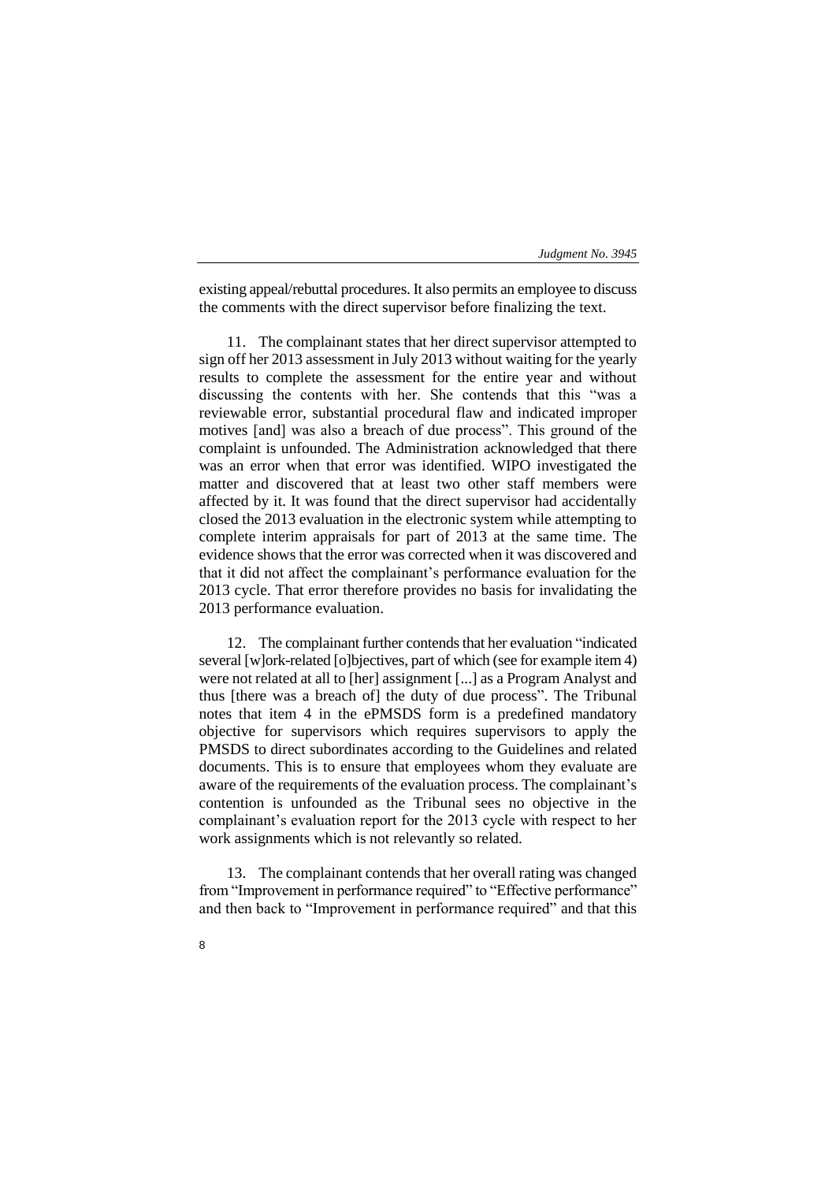existing appeal/rebuttal procedures. It also permits an employee to discuss the comments with the direct supervisor before finalizing the text.

11. The complainant states that her direct supervisor attempted to sign off her 2013 assessment in July 2013 without waiting for the yearly results to complete the assessment for the entire year and without discussing the contents with her. She contends that this "was a reviewable error, substantial procedural flaw and indicated improper motives [and] was also a breach of due process". This ground of the complaint is unfounded. The Administration acknowledged that there was an error when that error was identified. WIPO investigated the matter and discovered that at least two other staff members were affected by it. It was found that the direct supervisor had accidentally closed the 2013 evaluation in the electronic system while attempting to complete interim appraisals for part of 2013 at the same time. The evidence shows that the error was corrected when it was discovered and that it did not affect the complainant's performance evaluation for the 2013 cycle. That error therefore provides no basis for invalidating the 2013 performance evaluation.

12. The complainant further contends that her evaluation "indicated several [w]ork-related [o]bjectives, part of which (see for example item 4) were not related at all to [her] assignment [...] as a Program Analyst and thus [there was a breach of] the duty of due process". The Tribunal notes that item 4 in the ePMSDS form is a predefined mandatory objective for supervisors which requires supervisors to apply the PMSDS to direct subordinates according to the Guidelines and related documents. This is to ensure that employees whom they evaluate are aware of the requirements of the evaluation process. The complainant's contention is unfounded as the Tribunal sees no objective in the complainant's evaluation report for the 2013 cycle with respect to her work assignments which is not relevantly so related.

13. The complainant contends that her overall rating was changed from "Improvement in performance required" to "Effective performance" and then back to "Improvement in performance required" and that this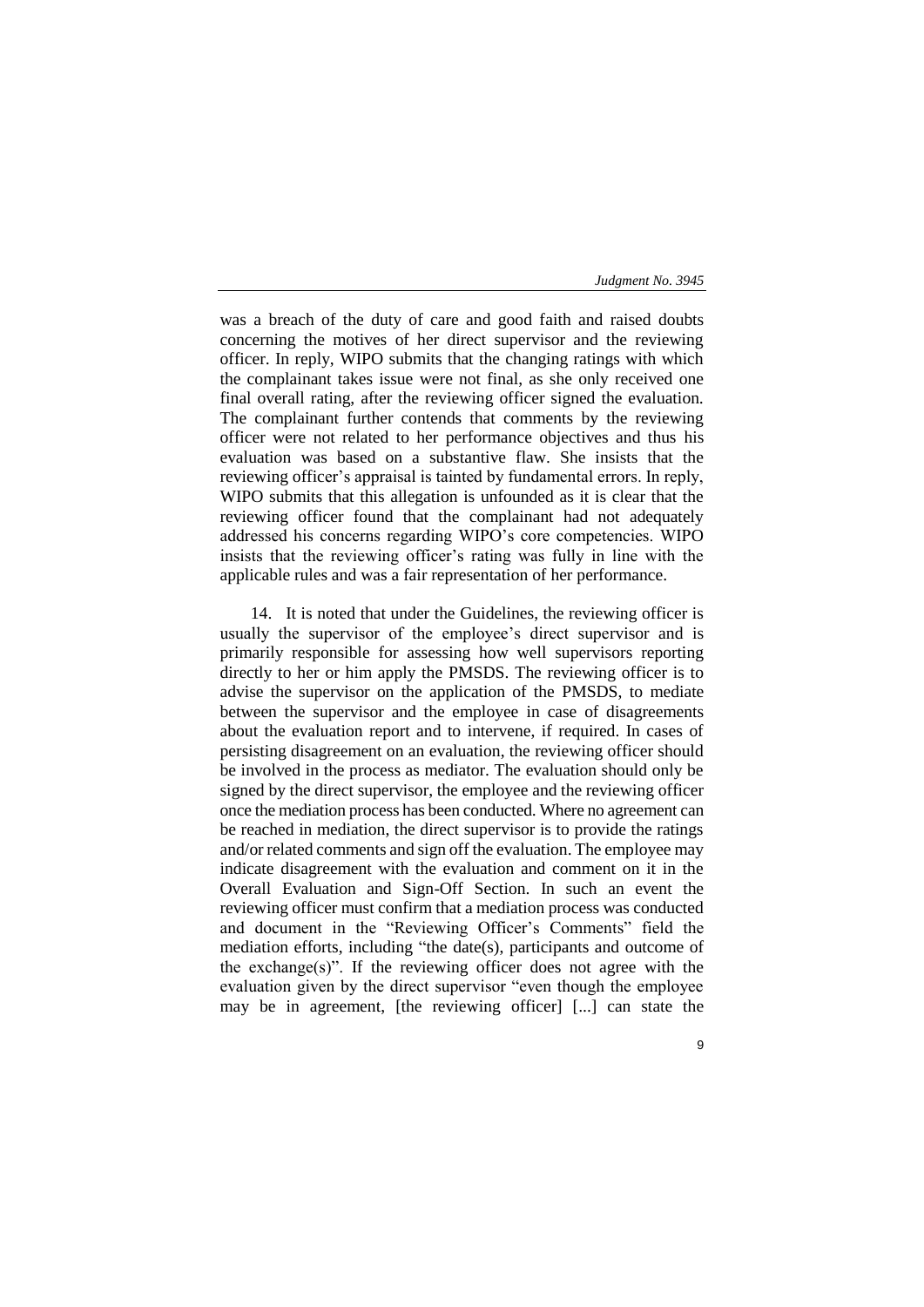was a breach of the duty of care and good faith and raised doubts concerning the motives of her direct supervisor and the reviewing officer. In reply, WIPO submits that the changing ratings with which the complainant takes issue were not final, as she only received one final overall rating, after the reviewing officer signed the evaluation. The complainant further contends that comments by the reviewing officer were not related to her performance objectives and thus his evaluation was based on a substantive flaw. She insists that the reviewing officer's appraisal is tainted by fundamental errors. In reply, WIPO submits that this allegation is unfounded as it is clear that the reviewing officer found that the complainant had not adequately addressed his concerns regarding WIPO's core competencies. WIPO insists that the reviewing officer's rating was fully in line with the applicable rules and was a fair representation of her performance.

14. It is noted that under the Guidelines, the reviewing officer is usually the supervisor of the employee's direct supervisor and is primarily responsible for assessing how well supervisors reporting directly to her or him apply the PMSDS. The reviewing officer is to advise the supervisor on the application of the PMSDS, to mediate between the supervisor and the employee in case of disagreements about the evaluation report and to intervene, if required. In cases of persisting disagreement on an evaluation, the reviewing officer should be involved in the process as mediator. The evaluation should only be signed by the direct supervisor, the employee and the reviewing officer once the mediation process has been conducted. Where no agreement can be reached in mediation, the direct supervisor is to provide the ratings and/or related comments and sign off the evaluation. The employee may indicate disagreement with the evaluation and comment on it in the Overall Evaluation and Sign-Off Section. In such an event the reviewing officer must confirm that a mediation process was conducted and document in the "Reviewing Officer's Comments" field the mediation efforts, including "the date(s), participants and outcome of the exchange(s)". If the reviewing officer does not agree with the evaluation given by the direct supervisor "even though the employee may be in agreement, [the reviewing officer] [...] can state the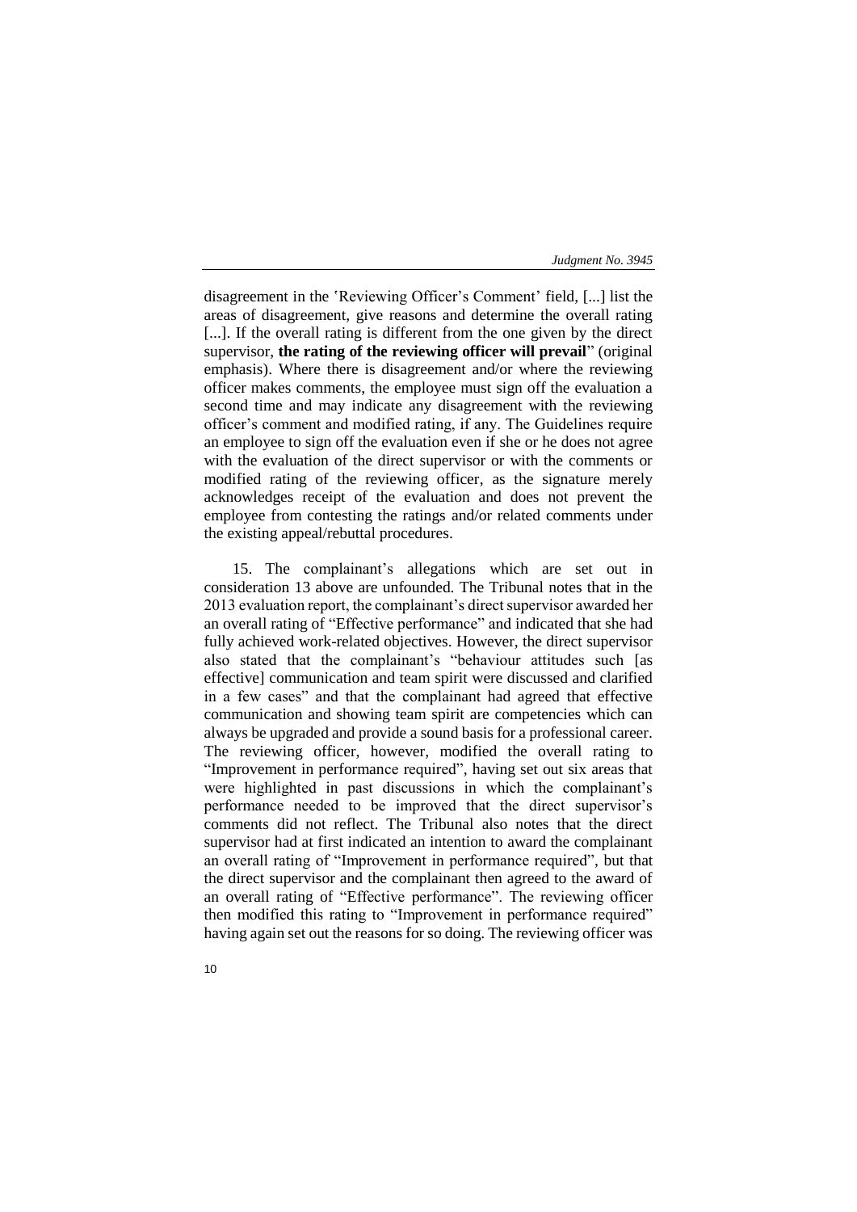disagreement in the 'Reviewing Officer's Comment' field, [...] list the areas of disagreement, give reasons and determine the overall rating [...]. If the overall rating is different from the one given by the direct supervisor, **the rating of the reviewing officer will prevail**" (original emphasis). Where there is disagreement and/or where the reviewing officer makes comments, the employee must sign off the evaluation a second time and may indicate any disagreement with the reviewing officer's comment and modified rating, if any. The Guidelines require an employee to sign off the evaluation even if she or he does not agree with the evaluation of the direct supervisor or with the comments or modified rating of the reviewing officer, as the signature merely acknowledges receipt of the evaluation and does not prevent the employee from contesting the ratings and/or related comments under the existing appeal/rebuttal procedures.

15. The complainant's allegations which are set out in consideration 13 above are unfounded. The Tribunal notes that in the 2013 evaluation report, the complainant's direct supervisor awarded her an overall rating of "Effective performance" and indicated that she had fully achieved work-related objectives. However, the direct supervisor also stated that the complainant's "behaviour attitudes such [as effective] communication and team spirit were discussed and clarified in a few cases" and that the complainant had agreed that effective communication and showing team spirit are competencies which can always be upgraded and provide a sound basis for a professional career. The reviewing officer, however, modified the overall rating to "Improvement in performance required", having set out six areas that were highlighted in past discussions in which the complainant's performance needed to be improved that the direct supervisor's comments did not reflect. The Tribunal also notes that the direct supervisor had at first indicated an intention to award the complainant an overall rating of "Improvement in performance required", but that the direct supervisor and the complainant then agreed to the award of an overall rating of "Effective performance". The reviewing officer then modified this rating to "Improvement in performance required" having again set out the reasons for so doing. The reviewing officer was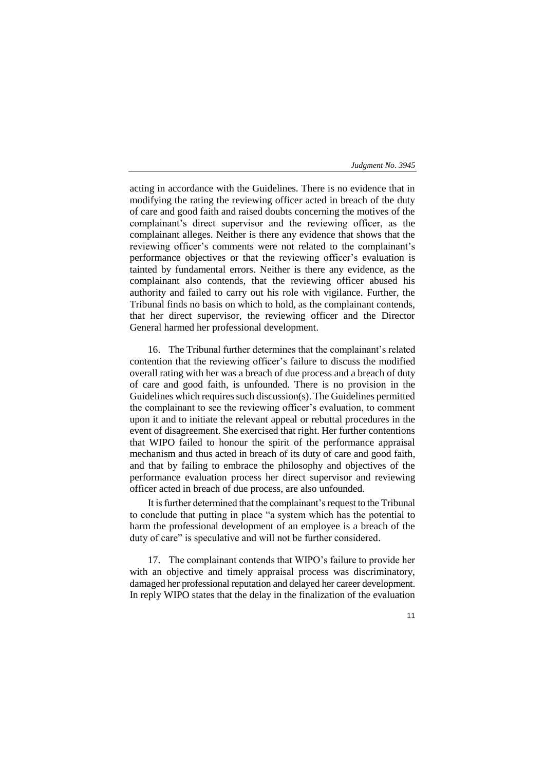acting in accordance with the Guidelines. There is no evidence that in modifying the rating the reviewing officer acted in breach of the duty of care and good faith and raised doubts concerning the motives of the complainant's direct supervisor and the reviewing officer, as the complainant alleges. Neither is there any evidence that shows that the reviewing officer's comments were not related to the complainant's performance objectives or that the reviewing officer's evaluation is tainted by fundamental errors. Neither is there any evidence, as the complainant also contends, that the reviewing officer abused his authority and failed to carry out his role with vigilance. Further, the Tribunal finds no basis on which to hold, as the complainant contends, that her direct supervisor, the reviewing officer and the Director General harmed her professional development.

16. The Tribunal further determines that the complainant's related contention that the reviewing officer's failure to discuss the modified overall rating with her was a breach of due process and a breach of duty of care and good faith, is unfounded. There is no provision in the Guidelines which requires such discussion(s). The Guidelines permitted the complainant to see the reviewing officer's evaluation, to comment upon it and to initiate the relevant appeal or rebuttal procedures in the event of disagreement. She exercised that right. Her further contentions that WIPO failed to honour the spirit of the performance appraisal mechanism and thus acted in breach of its duty of care and good faith, and that by failing to embrace the philosophy and objectives of the performance evaluation process her direct supervisor and reviewing officer acted in breach of due process, are also unfounded.

It is further determined that the complainant's request to the Tribunal to conclude that putting in place "a system which has the potential to harm the professional development of an employee is a breach of the duty of care" is speculative and will not be further considered.

17. The complainant contends that WIPO's failure to provide her with an objective and timely appraisal process was discriminatory, damaged her professional reputation and delayed her career development. In reply WIPO states that the delay in the finalization of the evaluation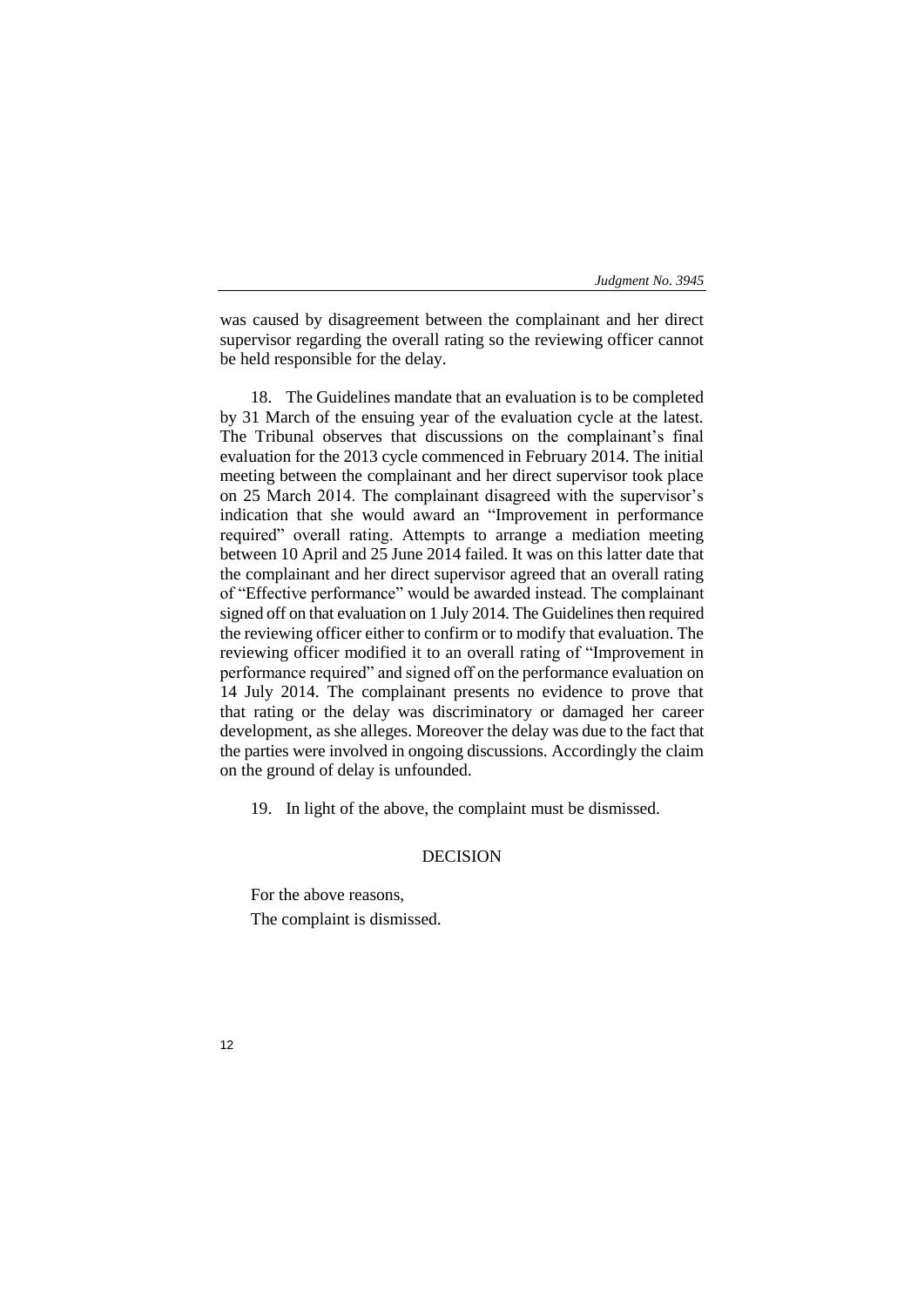was caused by disagreement between the complainant and her direct supervisor regarding the overall rating so the reviewing officer cannot be held responsible for the delay.

18. The Guidelines mandate that an evaluation is to be completed by 31 March of the ensuing year of the evaluation cycle at the latest. The Tribunal observes that discussions on the complainant's final evaluation for the 2013 cycle commenced in February 2014. The initial meeting between the complainant and her direct supervisor took place on 25 March 2014. The complainant disagreed with the supervisor's indication that she would award an "Improvement in performance required" overall rating. Attempts to arrange a mediation meeting between 10 April and 25 June 2014 failed. It was on this latter date that the complainant and her direct supervisor agreed that an overall rating of "Effective performance" would be awarded instead. The complainant signed off on that evaluation on 1 July 2014. The Guidelines then required the reviewing officer either to confirm or to modify that evaluation. The reviewing officer modified it to an overall rating of "Improvement in performance required" and signed off on the performance evaluation on 14 July 2014. The complainant presents no evidence to prove that that rating or the delay was discriminatory or damaged her career development, as she alleges. Moreover the delay was due to the fact that the parties were involved in ongoing discussions. Accordingly the claim on the ground of delay is unfounded.

19. In light of the above, the complaint must be dismissed.

## DECISION

For the above reasons,

The complaint is dismissed.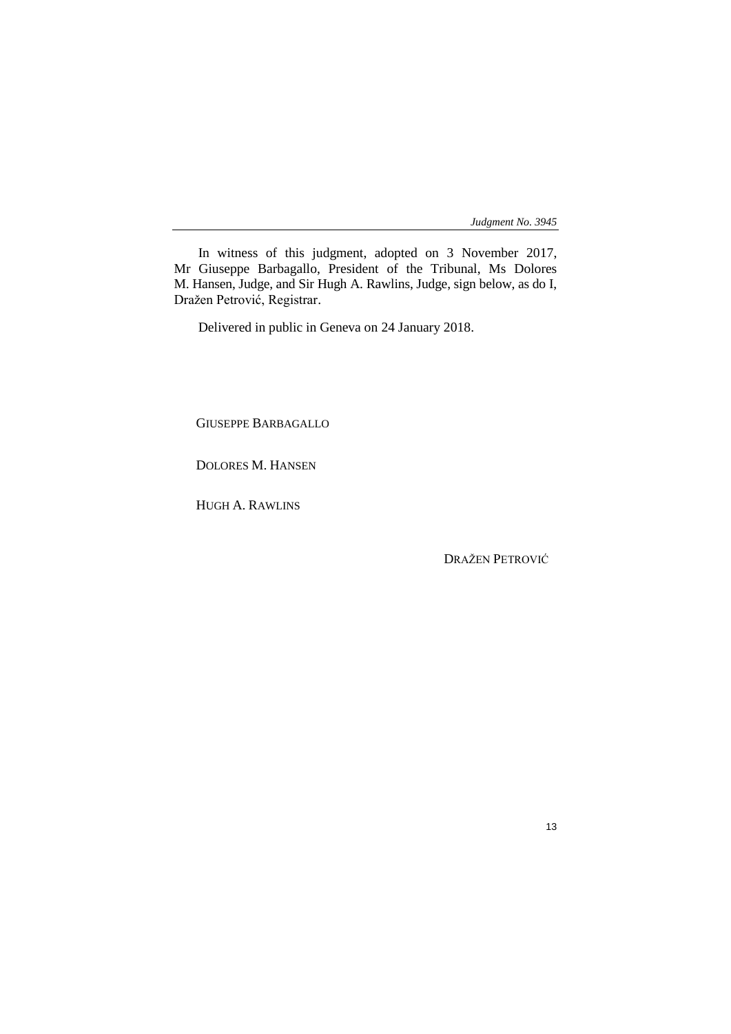In witness of this judgment, adopted on 3 November 2017, Mr Giuseppe Barbagallo, President of the Tribunal, Ms Dolores M. Hansen, Judge, and Sir Hugh A. Rawlins, Judge, sign below, as do I, Dražen Petrović, Registrar.

Delivered in public in Geneva on 24 January 2018.

GIUSEPPE BARBAGALLO

DOLORES M. HANSEN

HUGH A. RAWLINS

DRAŽEN PETROVIĆ